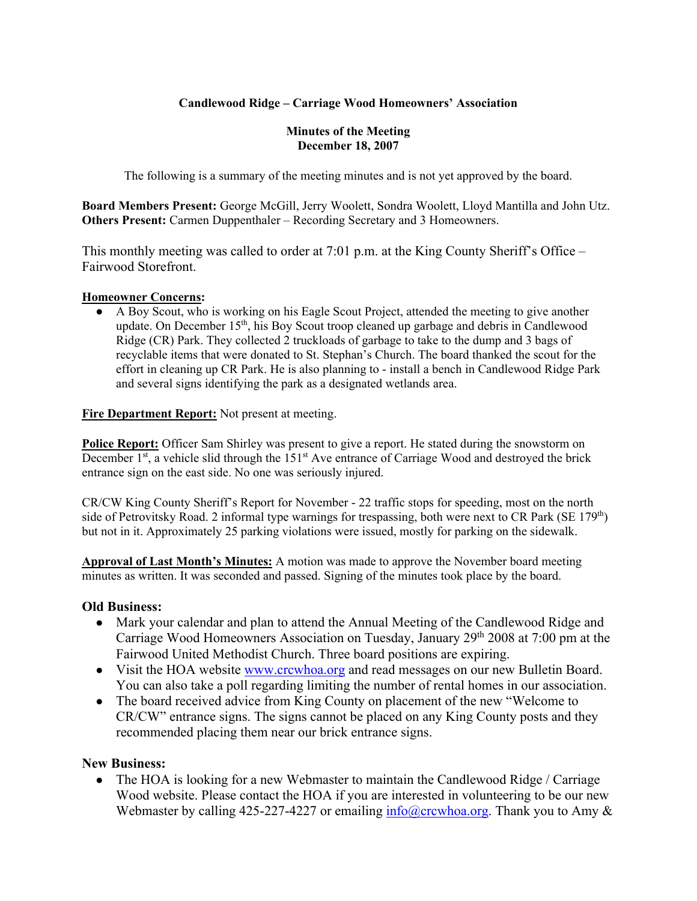**Candlewood Ridge – Carriage Wood Homeowners' Association**

**Minutes of the Meeting**
**December 18, 2007**

The following is a summary of the meeting minutes and is not yet approved by the board.

**Board Members Present:** George McGill, Jerry Woolett, Sondra Woolett, Lloyd Mantilla and John Utz.
**Others Present:** Carmen Duppenthaler – Recording Secretary and 3 Homeowners.

This monthly meeting was called to order at 7:01 p.m. at the King County Sheriff's Office – Fairwood Storefront.

**Homeowner Concerns:**

- A Boy Scout, who is working on his Eagle Scout Project, attended the meeting to give another update. On December 15th, his Boy Scout troop cleaned up garbage and debris in Candlewood Ridge (CR) Park. They collected 2 truckloads of garbage to take to the dump and 3 bags of recyclable items that were donated to St. Stephan's Church. The board thanked the scout for the effort in cleaning up CR Park. He is also planning to - install a bench in Candlewood Ridge Park and several signs identifying the park as a designated wetlands area.

**Fire Department Report:** Not present at meeting.

**Police Report:** Officer Sam Shirley was present to give a report. He stated during the snowstorm on December 1st, a vehicle slid through the 151st Ave entrance of Carriage Wood and destroyed the brick entrance sign on the east side. No one was seriously injured.

CR/CW King County Sheriff's Report for November - 22 traffic stops for speeding, most on the north side of Petrovitsky Road. 2 informal type warnings for trespassing, both were next to CR Park (SE 179th) but not in it. Approximately 25 parking violations were issued, mostly for parking on the sidewalk.

**Approval of Last Month's Minutes:** A motion was made to approve the November board meeting minutes as written. It was seconded and passed. Signing of the minutes took place by the board.

**Old Business:**

- Mark your calendar and plan to attend the Annual Meeting of the Candlewood Ridge and Carriage Wood Homeowners Association on Tuesday, January 29th 2008 at 7:00 pm at the Fairwood United Methodist Church. Three board positions are expiring.
- Visit the HOA website www.crcwhoa.org and read messages on our new Bulletin Board. You can also take a poll regarding limiting the number of rental homes in our association.
- The board received advice from King County on placement of the new "Welcome to CR/CW" entrance signs. The signs cannot be placed on any King County posts and they recommended placing them near our brick entrance signs.

**New Business:**

- The HOA is looking for a new Webmaster to maintain the Candlewood Ridge / Carriage Wood website. Please contact the HOA if you are interested in volunteering to be our new Webmaster by calling 425-227-4227 or emailing info@crcwhoa.org. Thank you to Amy &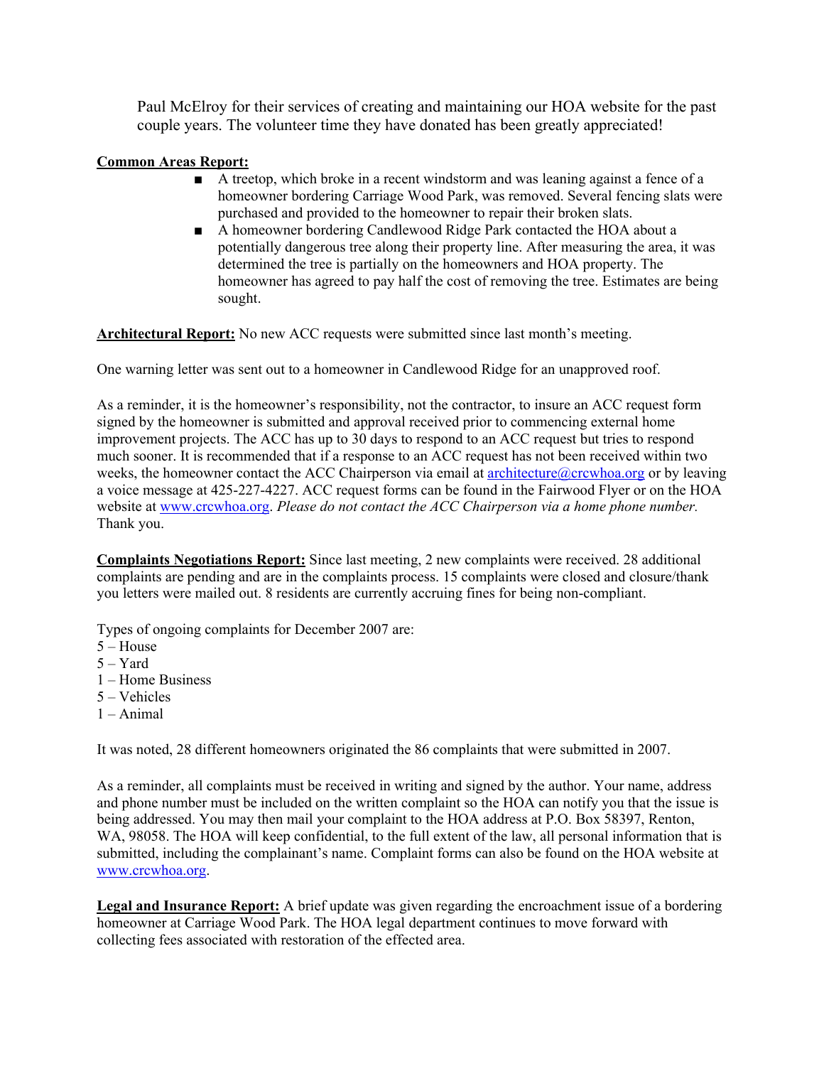Paul McElroy for their services of creating and maintaining our HOA website for the past couple years. The volunteer time they have donated has been greatly appreciated!

**Common Areas Report:**

- A treetop, which broke in a recent windstorm and was leaning against a fence of a homeowner bordering Carriage Wood Park, was removed. Several fencing slats were purchased and provided to the homeowner to repair their broken slats.
- A homeowner bordering Candlewood Ridge Park contacted the HOA about a potentially dangerous tree along their property line. After measuring the area, it was determined the tree is partially on the homeowners and HOA property. The homeowner has agreed to pay half the cost of removing the tree. Estimates are being sought.

**Architectural Report:** No new ACC requests were submitted since last month's meeting.

One warning letter was sent out to a homeowner in Candlewood Ridge for an unapproved roof.

As a reminder, it is the homeowner's responsibility, not the contractor, to insure an ACC request form signed by the homeowner is submitted and approval received prior to commencing external home improvement projects. The ACC has up to 30 days to respond to an ACC request but tries to respond much sooner. It is recommended that if a response to an ACC request has not been received within two weeks, the homeowner contact the ACC Chairperson via email at architecture@crcwhoa.org or by leaving a voice message at 425-227-4227. ACC request forms can be found in the Fairwood Flyer or on the HOA website at www.crcwhoa.org. *Please do not contact the ACC Chairperson via a home phone number.* Thank you.

**Complaints Negotiations Report:** Since last meeting, 2 new complaints were received. 28 additional complaints are pending and are in the complaints process. 15 complaints were closed and closure/thank you letters were mailed out. 8 residents are currently accruing fines for being non-compliant.

Types of ongoing complaints for December 2007 are:
5 – House
5 – Yard
1 – Home Business
5 – Vehicles
1 – Animal

It was noted, 28 different homeowners originated the 86 complaints that were submitted in 2007.

As a reminder, all complaints must be received in writing and signed by the author. Your name, address and phone number must be included on the written complaint so the HOA can notify you that the issue is being addressed. You may then mail your complaint to the HOA address at P.O. Box 58397, Renton, WA, 98058. The HOA will keep confidential, to the full extent of the law, all personal information that is submitted, including the complainant's name. Complaint forms can also be found on the HOA website at www.crcwhoa.org.

**Legal and Insurance Report:** A brief update was given regarding the encroachment issue of a bordering homeowner at Carriage Wood Park. The HOA legal department continues to move forward with collecting fees associated with restoration of the effected area.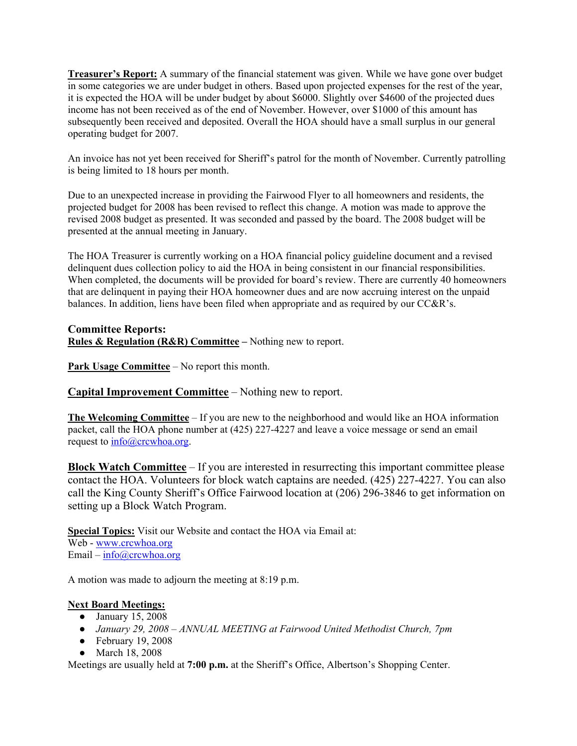**Treasurer's Report:** A summary of the financial statement was given. While we have gone over budget in some categories we are under budget in others. Based upon projected expenses for the rest of the year, it is expected the HOA will be under budget by about $6000. Slightly over $4600 of the projected dues income has not been received as of the end of November. However, over $1000 of this amount has subsequently been received and deposited. Overall the HOA should have a small surplus in our general operating budget for 2007.

An invoice has not yet been received for Sheriff's patrol for the month of November. Currently patrolling is being limited to 18 hours per month.

Due to an unexpected increase in providing the Fairwood Flyer to all homeowners and residents, the projected budget for 2008 has been revised to reflect this change. A motion was made to approve the revised 2008 budget as presented. It was seconded and passed by the board. The 2008 budget will be presented at the annual meeting in January.

The HOA Treasurer is currently working on a HOA financial policy guideline document and a revised delinquent dues collection policy to aid the HOA in being consistent in our financial responsibilities. When completed, the documents will be provided for board's review. There are currently 40 homeowners that are delinquent in paying their HOA homeowner dues and are now accruing interest on the unpaid balances. In addition, liens have been filed when appropriate and as required by our CC&R's.

**Committee Reports:**

**Rules & Regulation (R&R) Committee –** Nothing new to report.

**Park Usage Committee** – No report this month.

**Capital Improvement Committee** – Nothing new to report.

**The Welcoming Committee** – If you are new to the neighborhood and would like an HOA information packet, call the HOA phone number at (425) 227-4227 and leave a voice message or send an email request to info@crcwhoa.org.

**Block Watch Committee** – If you are interested in resurrecting this important committee please contact the HOA. Volunteers for block watch captains are needed. (425) 227-4227. You can also call the King County Sheriff's Office Fairwood location at (206) 296-3846 to get information on setting up a Block Watch Program.

**Special Topics:** Visit our Website and contact the HOA via Email at:
Web - www.crcwhoa.org
Email – info@crcwhoa.org

A motion was made to adjourn the meeting at 8:19 p.m.

**Next Board Meetings:**

- January 15, 2008
- *January 29, 2008 – ANNUAL MEETING at Fairwood United Methodist Church, 7pm*
- February 19, 2008
- March 18, 2008

Meetings are usually held at **7:00 p.m.** at the Sheriff's Office, Albertson's Shopping Center.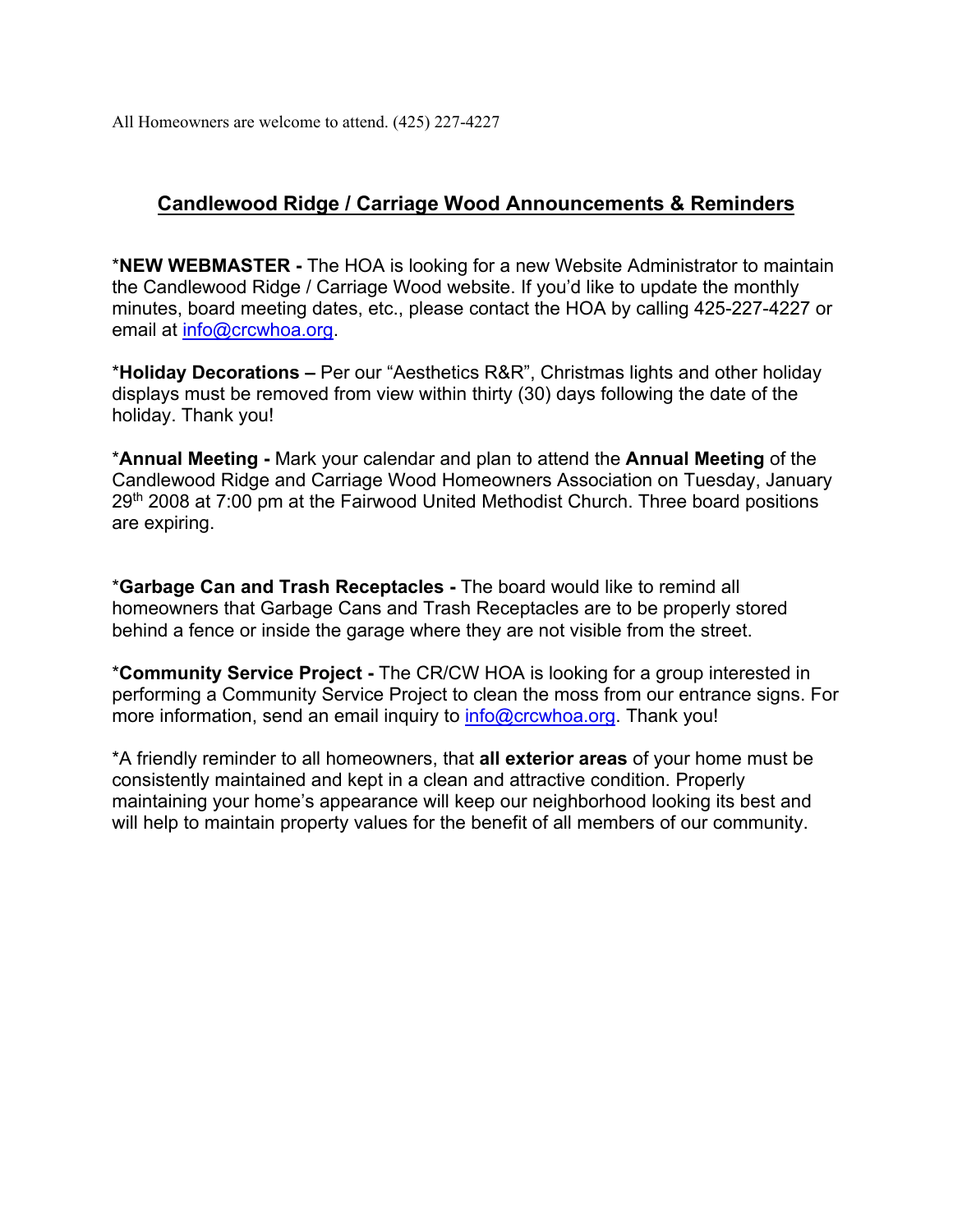All Homeowners are welcome to attend. (425) 227-4227

## Candlewood Ridge / Carriage Wood Announcements & Reminders

***NEW WEBMASTER -** The HOA is looking for a new Website Administrator to maintain the Candlewood Ridge / Carriage Wood website. If you'd like to update the monthly minutes, board meeting dates, etc., please contact the HOA by calling 425-227-4227 or email at info@crcwhoa.org.

***Holiday Decorations –** Per our "Aesthetics R&R", Christmas lights and other holiday displays must be removed from view within thirty (30) days following the date of the holiday. Thank you!

***Annual Meeting -** Mark your calendar and plan to attend the **Annual Meeting** of the Candlewood Ridge and Carriage Wood Homeowners Association on Tuesday, January 29th 2008 at 7:00 pm at the Fairwood United Methodist Church. Three board positions are expiring.

***Garbage Can and Trash Receptacles -** The board would like to remind all homeowners that Garbage Cans and Trash Receptacles are to be properly stored behind a fence or inside the garage where they are not visible from the street.

***Community Service Project -** The CR/CW HOA is looking for a group interested in performing a Community Service Project to clean the moss from our entrance signs. For more information, send an email inquiry to info@crcwhoa.org. Thank you!

*A friendly reminder to all homeowners, that **all exterior areas** of your home must be consistently maintained and kept in a clean and attractive condition. Properly maintaining your home's appearance will keep our neighborhood looking its best and will help to maintain property values for the benefit of all members of our community.